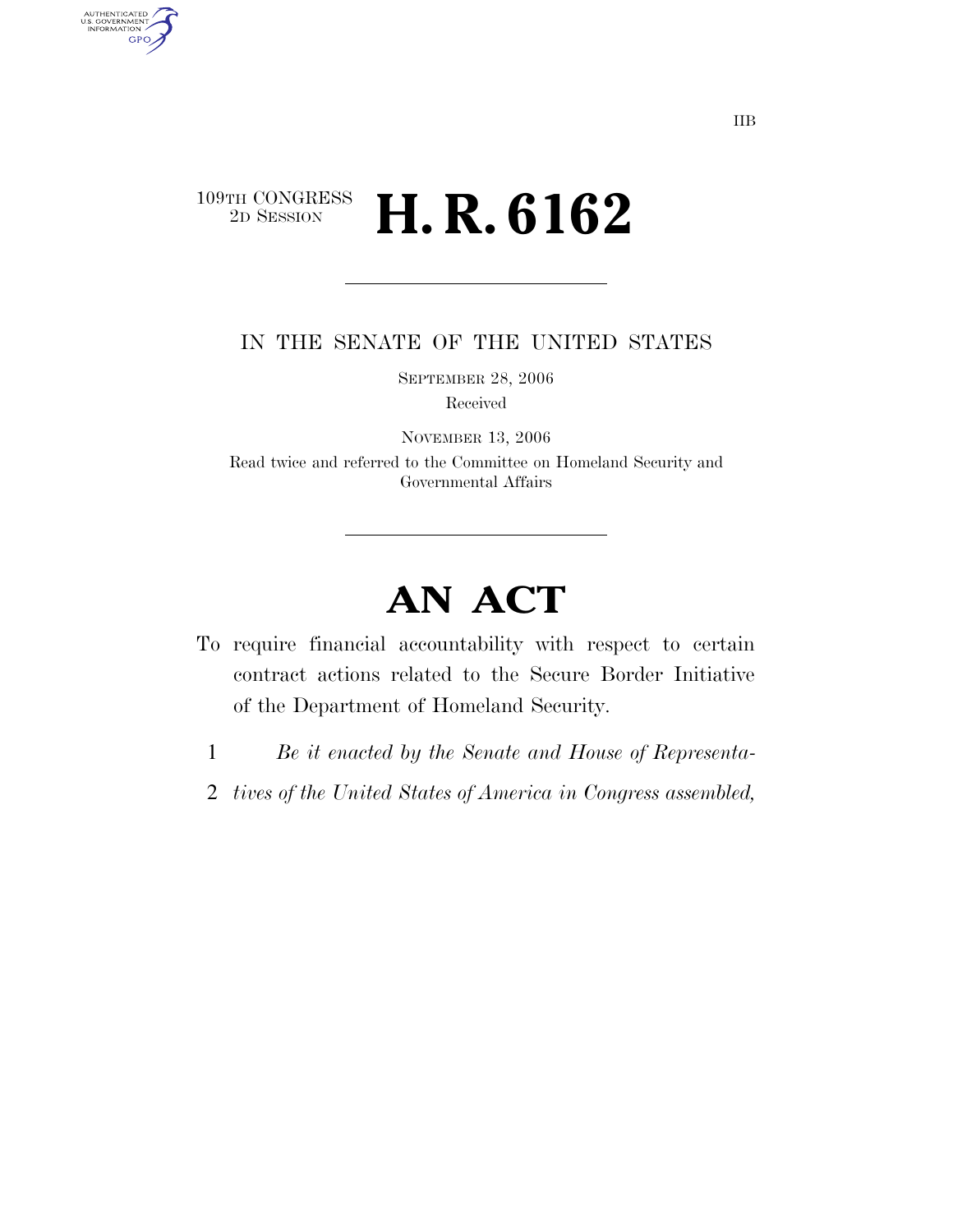IIB

109TH CONGRESS
2D SESSION

# H. R. 6162

IN THE SENATE OF THE UNITED STATES

SEPTEMBER 28, 2006

Received

NOVEMBER 13, 2006

Read twice and referred to the Committee on Homeland Security and Governmental Affairs

# AN ACT

To require financial accountability with respect to certain contract actions related to the Secure Border Initiative of the Department of Homeland Security.

1 *Be it enacted by the Senate and House of Representa-*
2 *tives of the United States of America in Congress assembled,*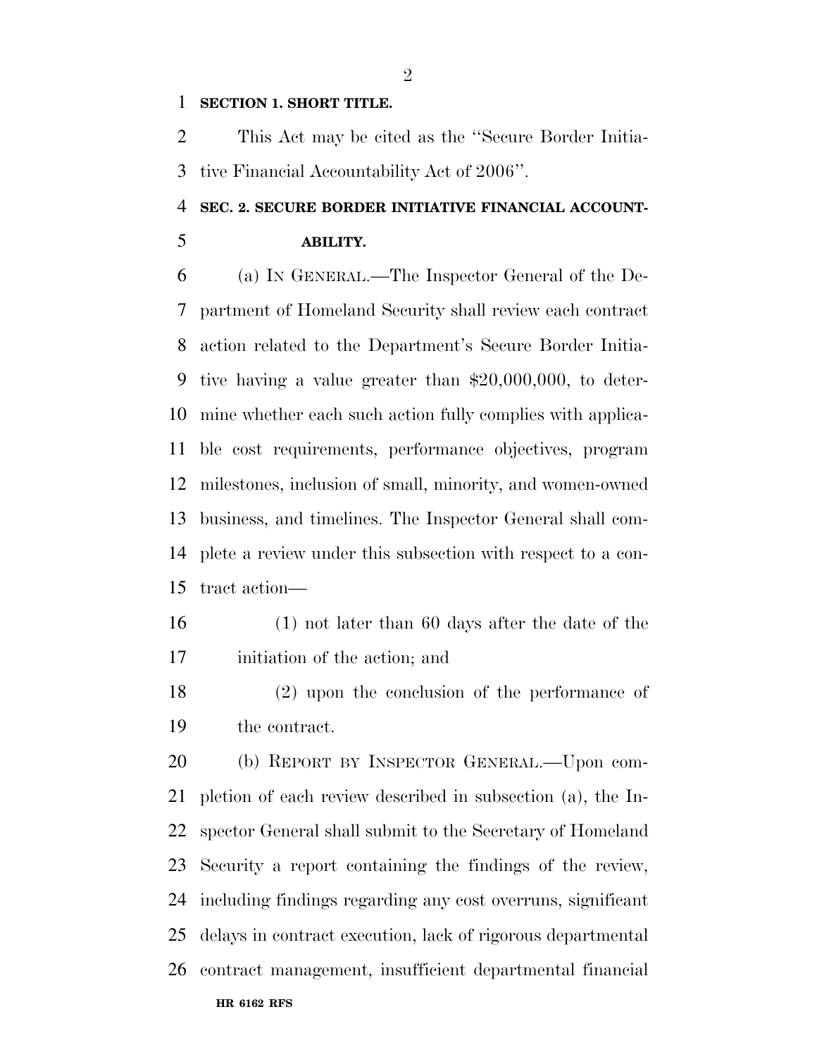**SECTION 1. SHORT TITLE.**

This Act may be cited as the ''Secure Border Initiative Financial Accountability Act of 2006''.

**SEC. 2. SECURE BORDER INITIATIVE FINANCIAL ACCOUNTABILITY.**

(a) IN GENERAL.—The Inspector General of the Department of Homeland Security shall review each contract action related to the Department's Secure Border Initiative having a value greater than $20,000,000, to determine whether each such action fully complies with applicable cost requirements, performance objectives, program milestones, inclusion of small, minority, and women-owned business, and timelines. The Inspector General shall complete a review under this subsection with respect to a contract action—

(1) not later than 60 days after the date of the initiation of the action; and

(2) upon the conclusion of the performance of the contract.

(b) REPORT BY INSPECTOR GENERAL.—Upon completion of each review described in subsection (a), the Inspector General shall submit to the Secretary of Homeland Security a report containing the findings of the review, including findings regarding any cost overruns, significant delays in contract execution, lack of rigorous departmental contract management, insufficient departmental financial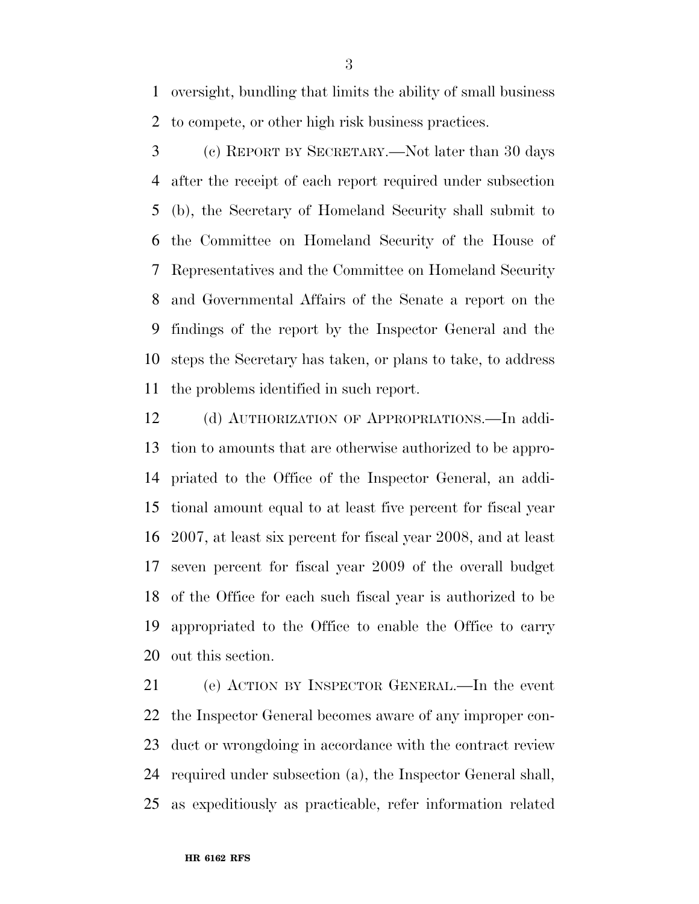oversight, bundling that limits the ability of small business to compete, or other high risk business practices.

(c) REPORT BY SECRETARY.—Not later than 30 days after the receipt of each report required under subsection (b), the Secretary of Homeland Security shall submit to the Committee on Homeland Security of the House of Representatives and the Committee on Homeland Security and Governmental Affairs of the Senate a report on the findings of the report by the Inspector General and the steps the Secretary has taken, or plans to take, to address the problems identified in such report.

(d) AUTHORIZATION OF APPROPRIATIONS.—In addition to amounts that are otherwise authorized to be appropriated to the Office of the Inspector General, an additional amount equal to at least five percent for fiscal year 2007, at least six percent for fiscal year 2008, and at least seven percent for fiscal year 2009 of the overall budget of the Office for each such fiscal year is authorized to be appropriated to the Office to enable the Office to carry out this section.

(e) ACTION BY INSPECTOR GENERAL.—In the event the Inspector General becomes aware of any improper conduct or wrongdoing in accordance with the contract review required under subsection (a), the Inspector General shall, as expeditiously as practicable, refer information related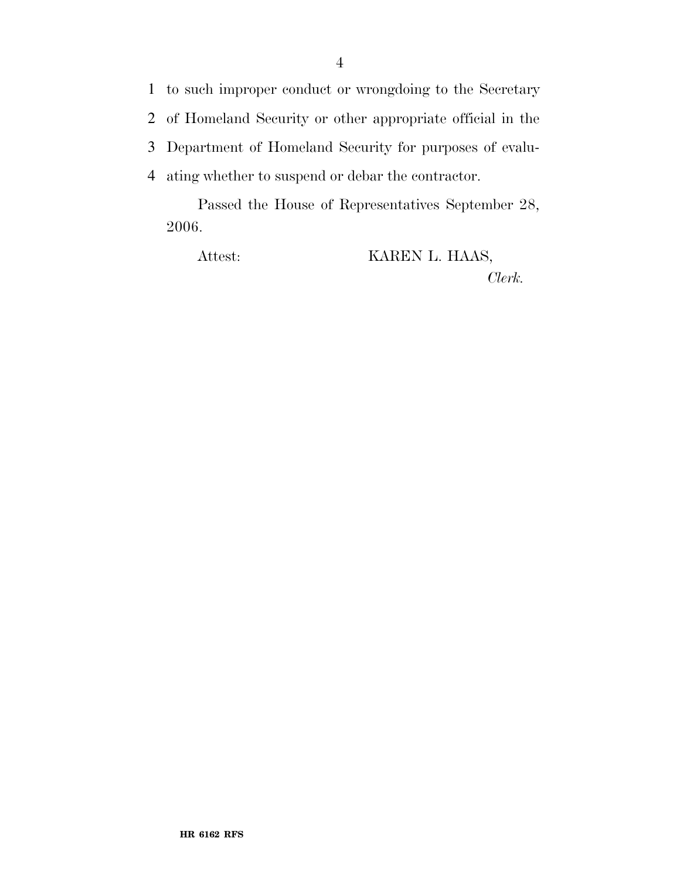to such improper conduct or wrongdoing to the Secretary of Homeland Security or other appropriate official in the Department of Homeland Security for purposes of evaluating whether to suspend or debar the contractor.

Passed the House of Representatives September 28, 2006.

Attest: KAREN L. HAAS,

*Clerk.*